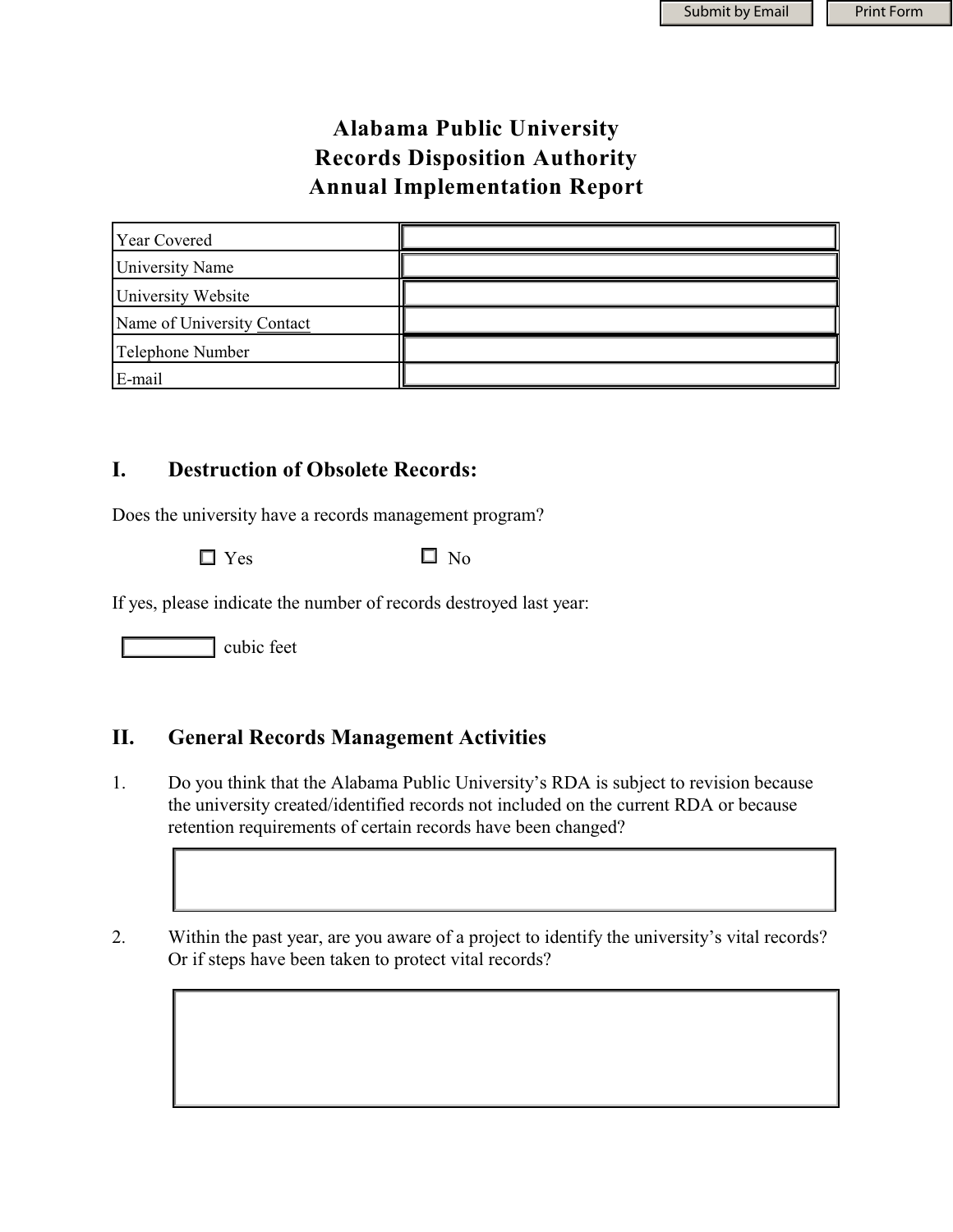# Alabama Public University
# Records Disposition Authority
# Annual Implementation Report

| | |
|---|---|
| Year Covered | |
| University Name | |
| University Website | |
| Name of University Contact | |
| Telephone Number | |
| E-mail | |

## I. Destruction of Obsolete Records:

Does the university have a records management program?

☐ Yes ☐ No

If yes, please indicate the number of records destroyed last year:

\_\_\_\_\_\_\_\_ cubic feet

## II. General Records Management Activities

1. Do you think that the Alabama Public University's RDA is subject to revision because the university created/identified records not included on the current RDA or because retention requirements of certain records have been changed?

2. Within the past year, are you aware of a project to identify the university's vital records? Or if steps have been taken to protect vital records?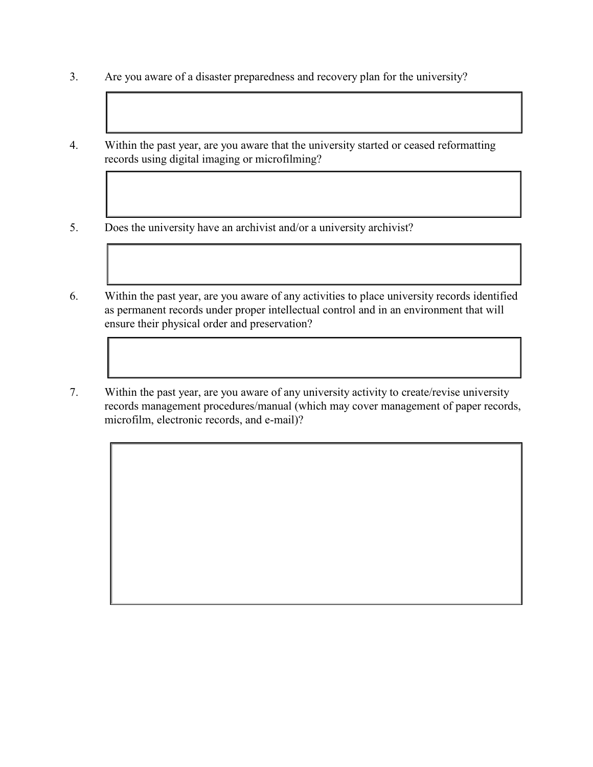3. Are you aware of a disaster preparedness and recovery plan for the university?

4. Within the past year, are you aware that the university started or ceased reformatting records using digital imaging or microfilming?

5. Does the university have an archivist and/or a university archivist?

6. Within the past year, are you aware of any activities to place university records identified as permanent records under proper intellectual control and in an environment that will ensure their physical order and preservation?

7. Within the past year, are you aware of any university activity to create/revise university records management procedures/manual (which may cover management of paper records, microfilm, electronic records, and e-mail)?